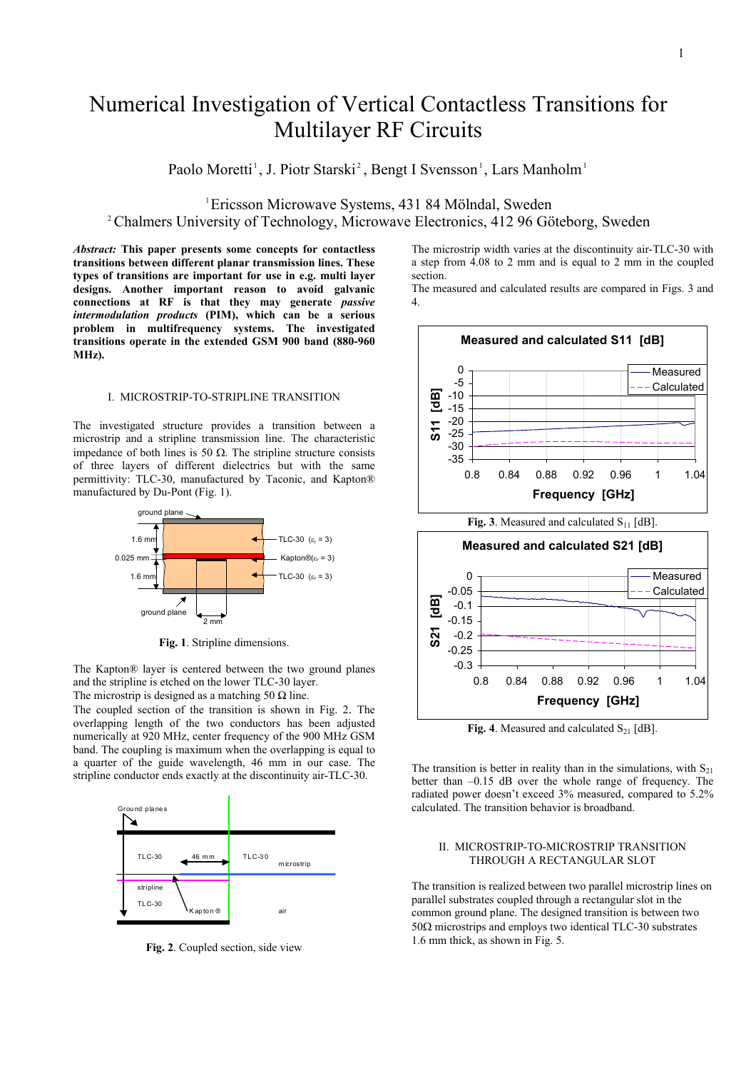# Numerical Investigation of Vertical Contactless Transitions for Multilayer RF Circuits

Paolo Moretti[1], J. Piotr Starski[2], Bengt I Svensson[1], Lars Manholm[1]

[1]Ericsson Microwave Systems, 431 84 Mölndal, Sweden
[2]Chalmers University of Technology, Microwave Electronics, 412 96 Göteborg, Sweden

***Abstract:*** **This paper presents some concepts for contactless transitions between different planar transmission lines. These types of transitions are important for use in e.g. multi layer designs. Another important reason to avoid galvanic connections at RF is that they may generate *passive intermodulation products* (PIM), which can be a serious problem in multifrequency systems. The investigated transitions operate in the extended GSM 900 band (880-960 MHz).**

## I. MICROSTRIP-TO-STRIPLINE TRANSITION

The investigated structure provides a transition between a microstrip and a stripline transmission line. The characteristic impedance of both lines is 50 Ω. The stripline structure consists of three layers of different dielectrics but with the same permittivity: TLC-30, manufactured by Taconic, and Kapton® manufactured by Du-Pont (Fig. 1).

**Fig. 1**. Stripline dimensions.

The Kapton® layer is centered between the two ground planes and the stripline is etched on the lower TLC-30 layer.
The microstrip is designed as a matching 50 Ω line.
The coupled section of the transition is shown in Fig. 2. The overlapping length of the two conductors has been adjusted numerically at 920 MHz, center frequency of the 900 MHz GSM band. The coupling is maximum when the overlapping is equal to a quarter of the guide wavelength, 46 mm in our case. The stripline conductor ends exactly at the discontinuity air-TLC-30.

**Fig. 2**. Coupled section, side view

The microstrip width varies at the discontinuity air-TLC-30 with a step from 4.08 to 2 mm and is equal to 2 mm in the coupled section.
The measured and calculated results are compared in Figs. 3 and 4.

**Fig. 3**. Measured and calculated $S_{11}$ [dB].

**Fig. 4**. Measured and calculated $S_{21}$ [dB].

The transition is better in reality than in the simulations, with $S_{21}$ better than –0.15 dB over the whole range of frequency. The radiated power doesn't exceed 3% measured, compared to 5.2% calculated. The transition behavior is broadband.

## II. MICROSTRIP-TO-MICROSTRIP TRANSITION THROUGH A RECTANGULAR SLOT

The transition is realized between two parallel microstrip lines on parallel substrates coupled through a rectangular slot in the common ground plane. The designed transition is between two 50Ω microstrips and employs two identical TLC-30 substrates 1.6 mm thick, as shown in Fig. 5.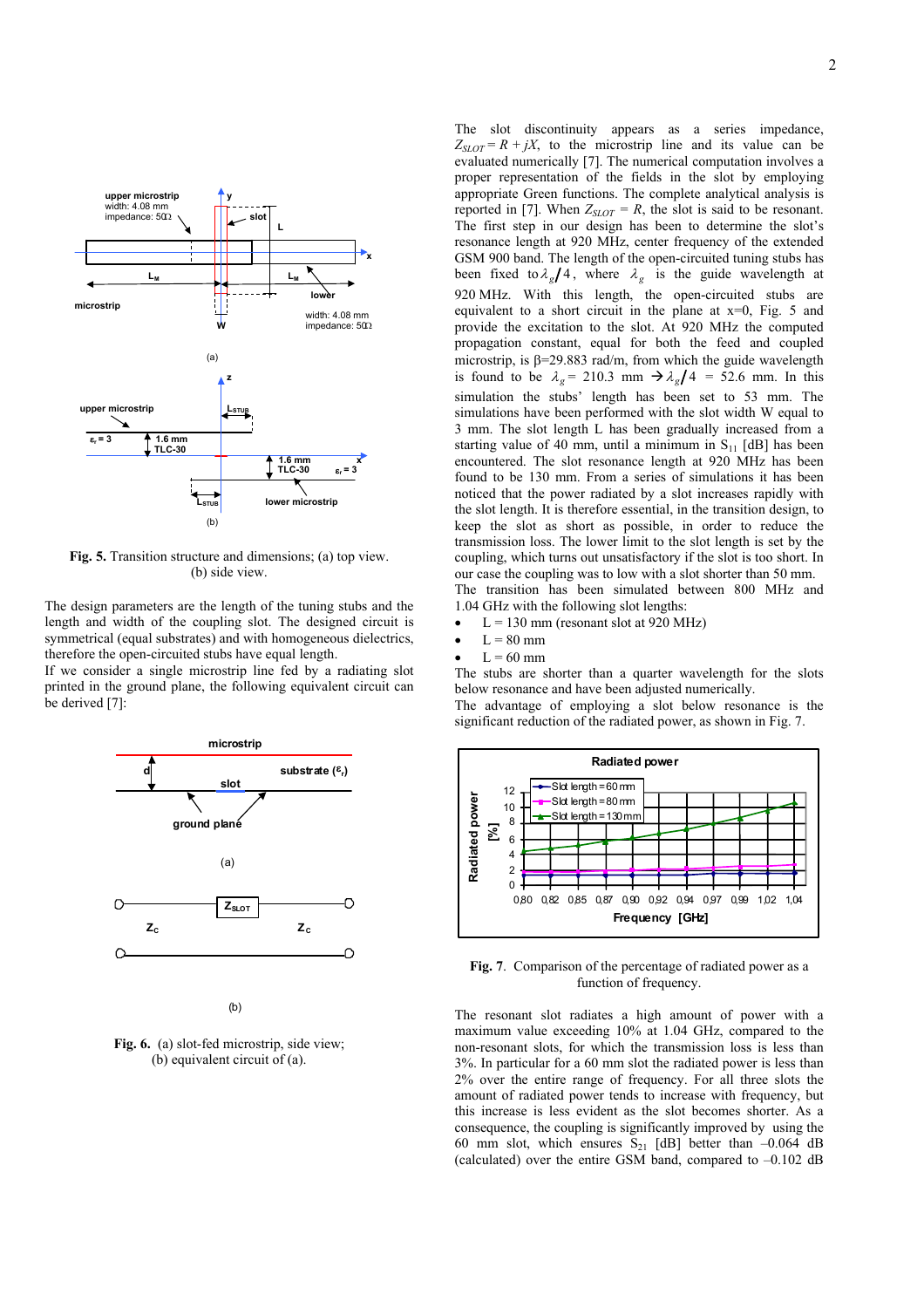**Fig. 5.** Transition structure and dimensions; (a) top view. (b) side view.

The design parameters are the length of the tuning stubs and the length and width of the coupling slot. The designed circuit is symmetrical (equal substrates) and with homogeneous dielectrics, therefore the open-circuited stubs have equal length.

If we consider a single microstrip line fed by a radiating slot printed in the ground plane, the following equivalent circuit can be derived [7]:

**Fig. 6.** (a) slot-fed microstrip, side view; (b) equivalent circuit of (a).

The slot discontinuity appears as a series impedance, $Z_{SLOT} = R + jX$, to the microstrip line and its value can be evaluated numerically [7]. The numerical computation involves a proper representation of the fields in the slot by employing appropriate Green functions. The complete analytical analysis is reported in [7]. When $Z_{SLOT} = R$, the slot is said to be resonant. The first step in our design has been to determine the slot's resonance length at 920 MHz, center frequency of the extended GSM 900 band. The length of the open-circuited tuning stubs has been fixed to $\lambda_g/4$, where $\lambda_g$ is the guide wavelength at 920 MHz. With this length, the open-circuited stubs are equivalent to a short circuit in the plane at x=0, Fig. 5 and provide the excitation to the slot. At 920 MHz the computed propagation constant, equal for both the feed and coupled microstrip, is $\beta$=29.883 rad/m, from which the guide wavelength is found to be $\lambda_g$= 210.3 mm $\rightarrow \lambda_g/4$ = 52.6 mm. In this simulation the stubs' length has been set to 53 mm. The simulations have been performed with the slot width W equal to 3 mm. The slot length L has been gradually increased from a starting value of 40 mm, until a minimum in $S_{11}$ [dB] has been encountered. The slot resonance length at 920 MHz has been found to be 130 mm. From a series of simulations it has been noticed that the power radiated by a slot increases rapidly with the slot length. It is therefore essential, in the transition design, to keep the slot as short as possible, in order to reduce the transmission loss. The lower limit to the slot length is set by the coupling, which turns out unsatisfactory if the slot is too short. In our case the coupling was to low with a slot shorter than 50 mm. The transition has been simulated between 800 MHz and 1.04 GHz with the following slot lengths:

- L = 130 mm (resonant slot at 920 MHz)
- L = 80 mm
- L = 60 mm

The stubs are shorter than a quarter wavelength for the slots below resonance and have been adjusted numerically.

The advantage of employing a slot below resonance is the significant reduction of the radiated power, as shown in Fig. 7.

**Fig. 7**. Comparison of the percentage of radiated power as a function of frequency.

The resonant slot radiates a high amount of power with a maximum value exceeding 10% at 1.04 GHz, compared to the non-resonant slots, for which the transmission loss is less than 3%. In particular for a 60 mm slot the radiated power is less than 2% over the entire range of frequency. For all three slots the amount of radiated power tends to increase with frequency, but this increase is less evident as the slot becomes shorter. As a consequence, the coupling is significantly improved by using the 60 mm slot, which ensures $S_{21}$ [dB] better than –0.064 dB (calculated) over the entire GSM band, compared to –0.102 dB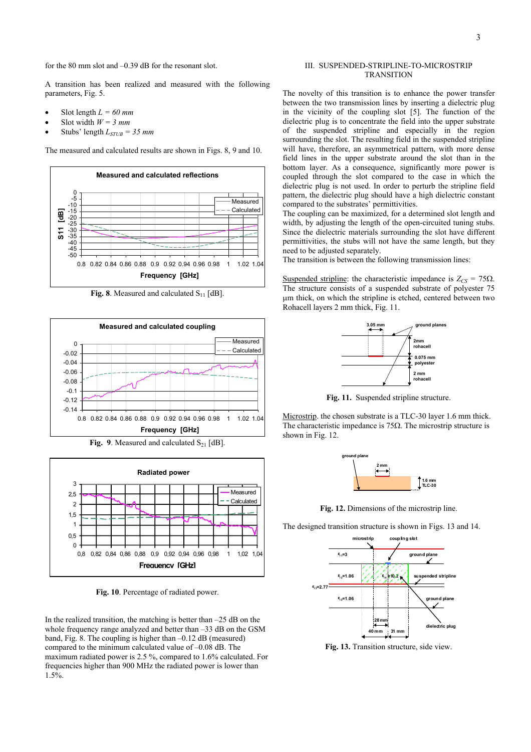for the 80 mm slot and –0.39 dB for the resonant slot.

A transition has been realized and measured with the following parameters, Fig. 5.

- Slot length $L = 60$ *mm*
- Slot width $W = 3$ *mm*
- Stubs' length $L_{STUB} = 35$ *mm*

The measured and calculated results are shown in Figs. 8, 9 and 10.

**Fig. 8**. Measured and calculated $S_{11}$ [dB].

**Fig. 9**. Measured and calculated $S_{21}$ [dB].

**Fig. 10**. Percentage of radiated power.

In the realized transition, the matching is better than –25 dB on the whole frequency range analyzed and better than –33 dB on the GSM band, Fig. 8. The coupling is higher than –0.12 dB (measured) compared to the minimum calculated value of –0.08 dB. The maximum radiated power is 2.5 %, compared to 1.6% calculated. For frequencies higher than 900 MHz the radiated power is lower than 1.5%.

## III. SUSPENDED-STRIPLINE-TO-MICROSTRIP TRANSITION

The novelty of this transition is to enhance the power transfer between the two transmission lines by inserting a dielectric plug in the vicinity of the coupling slot [5]. The function of the dielectric plug is to concentrate the field into the upper substrate of the suspended stripline and especially in the region surrounding the slot. The resulting field in the suspended stripline will have, therefore, an asymmetrical pattern, with more dense field lines in the upper substrate around the slot than in the bottom layer. As a consequence, significantly more power is coupled through the slot compared to the case in which the dielectric plug is not used. In order to perturb the stripline field pattern, the dielectric plug should have a high dielectric constant compared to the substrates' permittivities.

The coupling can be maximized, for a determined slot length and width, by adjusting the length of the open-circuited tuning stubs. Since the dielectric materials surrounding the slot have different permittivities, the stubs will not have the same length, but they need to be adjusted separately.

The transition is between the following transmission lines:

Suspended stripline: the characteristic impedance is $Z_{CS} = 75\Omega$. The structure consists of a suspended substrate of polyester 75 μm thick, on which the stripline is etched, centered between two Rohacell layers 2 mm thick, Fig. 11.

**Fig. 11.** Suspended stripline structure.

Microstrip. the chosen substrate is a TLC-30 layer 1.6 mm thick. The characteristic impedance is 75Ω. The microstrip structure is shown in Fig. 12.

**Fig. 12.** Dimensions of the microstrip line.

The designed transition structure is shown in Figs. 13 and 14.

**Fig. 13.** Transition structure, side view.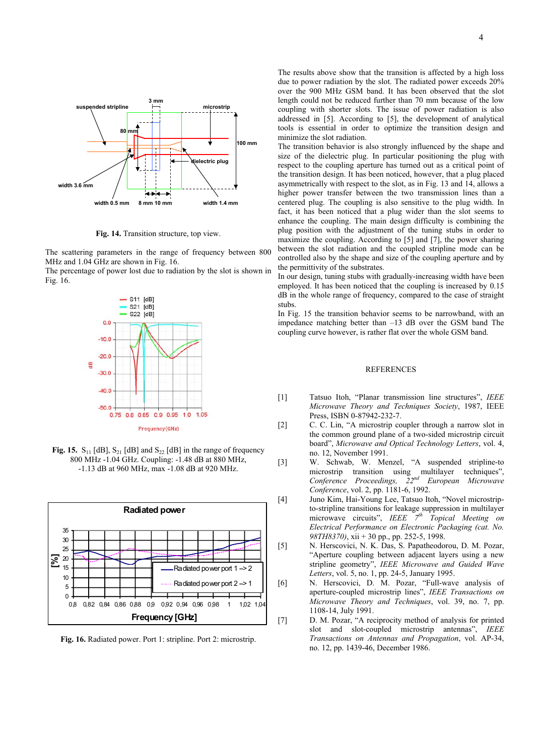suspended stripline

3 mm

microstrip

80 mm

100 mm

dielectric plug

width 3.6 mm

width 0.5 mm

8 mm 10 mm

width 1.4 mm

**Fig. 14.** Transition structure, top view.

The scattering parameters in the range of frequency between 800 MHz and 1.04 GHz are shown in Fig. 16.
The percentage of power lost due to radiation by the slot is shown in Fig. 16.

S11 [dB]
S21 [dB]
S22 [dB]

0.0
-10.0
-20.0
-30.0
-40.0
-50.0

dB

0.75 0.8 0.85 0.9 0.95 1.0 1.05

Frequency(GHz)

**Fig. 15.** $S_{11}$ [dB], $S_{21}$ [dB] and $S_{22}$ [dB] in the range of frequency 800 MHz -1.04 GHz. Coupling: -1.48 dB at 880 MHz, -1.13 dB at 960 MHz, max -1.08 dB at 920 MHz.

Radiated power

35
30
25
20
15
10
5
0

[%]

Radiated power port 1 –> 2
Radiated power port 2 –> 1

0,8 0,82 0,84 0,86 0,88 0,9 0,92 0,94 0,96 0,98 1 1,02 1,04

Frequency [GHz]

**Fig. 16.** Radiated power. Port 1: stripline. Port 2: microstrip.

The results above show that the transition is affected by a high loss due to power radiation by the slot. The radiated power exceeds 20% over the 900 MHz GSM band. It has been observed that the slot length could not be reduced further than 70 mm because of the low coupling with shorter slots. The issue of power radiation is also addressed in [5]. According to [5], the development of analytical tools is essential in order to optimize the transition design and minimize the slot radiation.
The transition behavior is also strongly influenced by the shape and size of the dielectric plug. In particular positioning the plug with respect to the coupling aperture has turned out as a critical point of the transition design. It has been noticed, however, that a plug placed asymmetrically with respect to the slot, as in Fig. 13 and 14, allows a higher power transfer between the two transmission lines than a centered plug. The coupling is also sensitive to the plug width. In fact, it has been noticed that a plug wider than the slot seems to enhance the coupling. The main design difficulty is combining the plug position with the adjustment of the tuning stubs in order to maximize the coupling. According to [5] and [7], the power sharing between the slot radiation and the coupled stripline mode can be controlled also by the shape and size of the coupling aperture and by the permittivity of the substrates.
In our design, tuning stubs with gradually-increasing width have been employed. It has been noticed that the coupling is increased by 0.15 dB in the whole range of frequency, compared to the case of straight stubs.
In Fig. 15 the transition behavior seems to be narrowband, with an impedance matching better than –13 dB over the GSM band The coupling curve however, is rather flat over the whole GSM band.

## REFERENCES

[1] Tatsuo Itoh, "Planar transmission line structures", *IEEE Microwave Theory and Techniques Society*, 1987, IEEE Press, ISBN 0-87942-232-7.

[2] C. C. Lin, "A microstrip coupler through a narrow slot in the common ground plane of a two-sided microstrip circuit board", *Microwave and Optical Technology Letters*, vol. 4, no. 12, November 1991.

[3] W. Schwab, W. Menzel, "A suspended stripline-to microstrip transition using multilayer techniques", *Conference Proceedings, 22nd European Microwave Conference*, vol. 2, pp. 1181-6, 1992.

[4] Juno Kim, Hai-Young Lee, Tatsuo Itoh, "Novel microstrip-to-stripline transitions for leakage suppression in multilayer microwave circuits", *IEEE 7th Topical Meeting on Electrical Performance on Electronic Packaging (cat. No. 98TH8370)*, xii + 30 pp., pp. 252-5, 1998.

[5] N. Herscovici, N. K. Das, S. Papatheodorou, D. M. Pozar, "Aperture coupling between adjacent layers using a new stripline geometry", *IEEE Microwave and Guided Wave Letters*, vol. 5, no. 1, pp. 24-5, January 1995.

[6] N. Herscovici, D. M. Pozar, "Full-wave analysis of aperture-coupled microstrip lines", *IEEE Transactions on Microwave Theory and Techniques*, vol. 39, no. 7, pp. 1108-14, July 1991.

[7] D. M. Pozar, "A reciprocity method of analysis for printed slot and slot-coupled microstrip antennas", *IEEE Transactions on Antennas and Propagation*, vol. AP-34, no. 12, pp. 1439-46, December 1986.